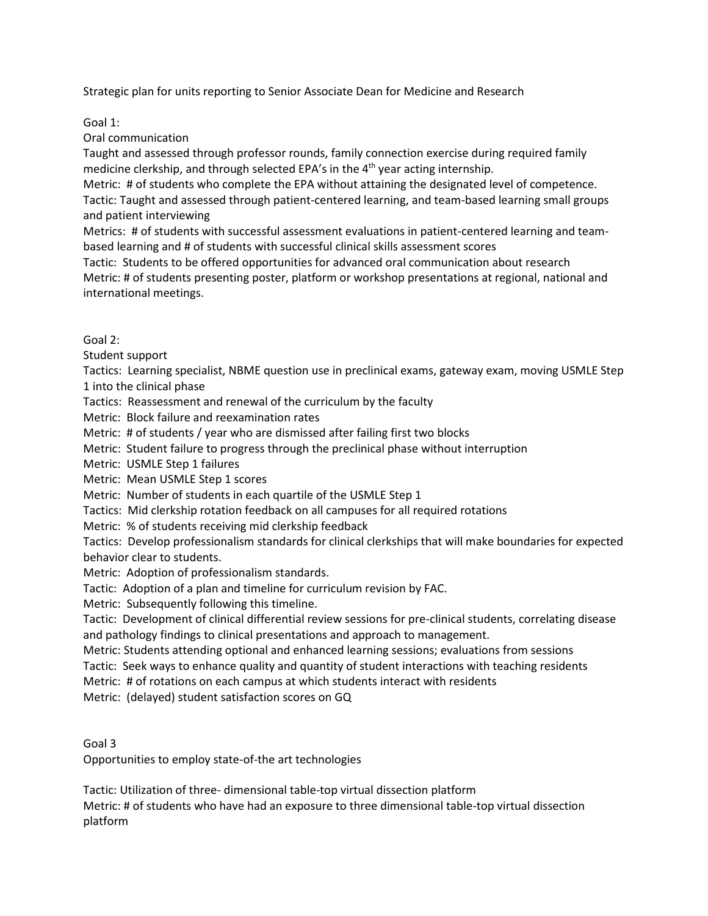Strategic plan for units reporting to Senior Associate Dean for Medicine and Research

Goal 1:

Oral communication

Taught and assessed through professor rounds, family connection exercise during required family medicine clerkship, and through selected EPA's in the 4th year acting internship.

Metric: # of students who complete the EPA without attaining the designated level of competence.

Tactic: Taught and assessed through patient-centered learning, and team-based learning small groups and patient interviewing

Metrics: # of students with successful assessment evaluations in patient-centered learning and team-based learning and # of students with successful clinical skills assessment scores

Tactic: Students to be offered opportunities for advanced oral communication about research

Metric: # of students presenting poster, platform or workshop presentations at regional, national and international meetings.

Goal 2:

Student support

Tactics: Learning specialist, NBME question use in preclinical exams, gateway exam, moving USMLE Step 1 into the clinical phase

Tactics: Reassessment and renewal of the curriculum by the faculty

Metric: Block failure and reexamination rates

Metric: # of students / year who are dismissed after failing first two blocks

Metric: Student failure to progress through the preclinical phase without interruption

Metric: USMLE Step 1 failures

Metric: Mean USMLE Step 1 scores

Metric: Number of students in each quartile of the USMLE Step 1

Tactics: Mid clerkship rotation feedback on all campuses for all required rotations

Metric: % of students receiving mid clerkship feedback

Tactics: Develop professionalism standards for clinical clerkships that will make boundaries for expected behavior clear to students.

Metric: Adoption of professionalism standards.

Tactic: Adoption of a plan and timeline for curriculum revision by FAC.

Metric: Subsequently following this timeline.

Tactic: Development of clinical differential review sessions for pre-clinical students, correlating disease and pathology findings to clinical presentations and approach to management.

Metric: Students attending optional and enhanced learning sessions; evaluations from sessions

Tactic: Seek ways to enhance quality and quantity of student interactions with teaching residents

Metric: # of rotations on each campus at which students interact with residents

Metric: (delayed) student satisfaction scores on GQ

Goal 3

Opportunities to employ state-of-the art technologies

Tactic: Utilization of three- dimensional table-top virtual dissection platform

Metric: # of students who have had an exposure to three dimensional table-top virtual dissection platform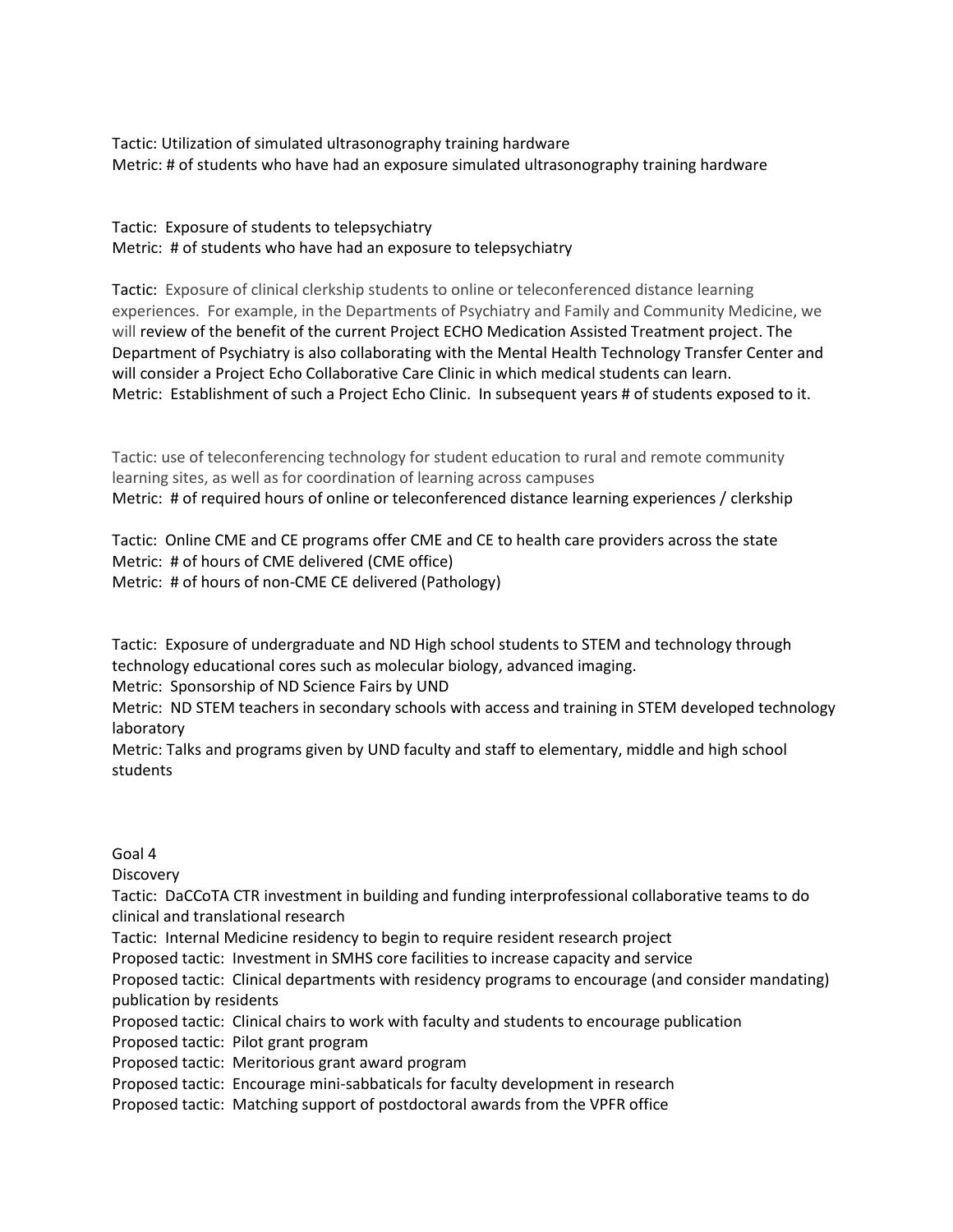Tactic: Utilization of simulated ultrasonography training hardware
Metric: # of students who have had an exposure simulated ultrasonography training hardware

Tactic: Exposure of students to telepsychiatry
Metric: # of students who have had an exposure to telepsychiatry

Tactic: Exposure of clinical clerkship students to online or teleconferenced distance learning experiences. For example, in the Departments of Psychiatry and Family and Community Medicine, we will review of the benefit of the current Project ECHO Medication Assisted Treatment project. The Department of Psychiatry is also collaborating with the Mental Health Technology Transfer Center and will consider a Project Echo Collaborative Care Clinic in which medical students can learn.
Metric: Establishment of such a Project Echo Clinic. In subsequent years # of students exposed to it.

Tactic: use of teleconferencing technology for student education to rural and remote community learning sites, as well as for coordination of learning across campuses
Metric: # of required hours of online or teleconferenced distance learning experiences / clerkship

Tactic: Online CME and CE programs offer CME and CE to health care providers across the state
Metric: # of hours of CME delivered (CME office)
Metric: # of hours of non-CME CE delivered (Pathology)

Tactic: Exposure of undergraduate and ND High school students to STEM and technology through technology educational cores such as molecular biology, advanced imaging.
Metric: Sponsorship of ND Science Fairs by UND
Metric: ND STEM teachers in secondary schools with access and training in STEM developed technology laboratory
Metric: Talks and programs given by UND faculty and staff to elementary, middle and high school students

Goal 4
Discovery
Tactic: DaCCoTA CTR investment in building and funding interprofessional collaborative teams to do clinical and translational research
Tactic: Internal Medicine residency to begin to require resident research project
Proposed tactic: Investment in SMHS core facilities to increase capacity and service
Proposed tactic: Clinical departments with residency programs to encourage (and consider mandating) publication by residents
Proposed tactic: Clinical chairs to work with faculty and students to encourage publication
Proposed tactic: Pilot grant program
Proposed tactic: Meritorious grant award program
Proposed tactic: Encourage mini-sabbaticals for faculty development in research
Proposed tactic: Matching support of postdoctoral awards from the VPFR office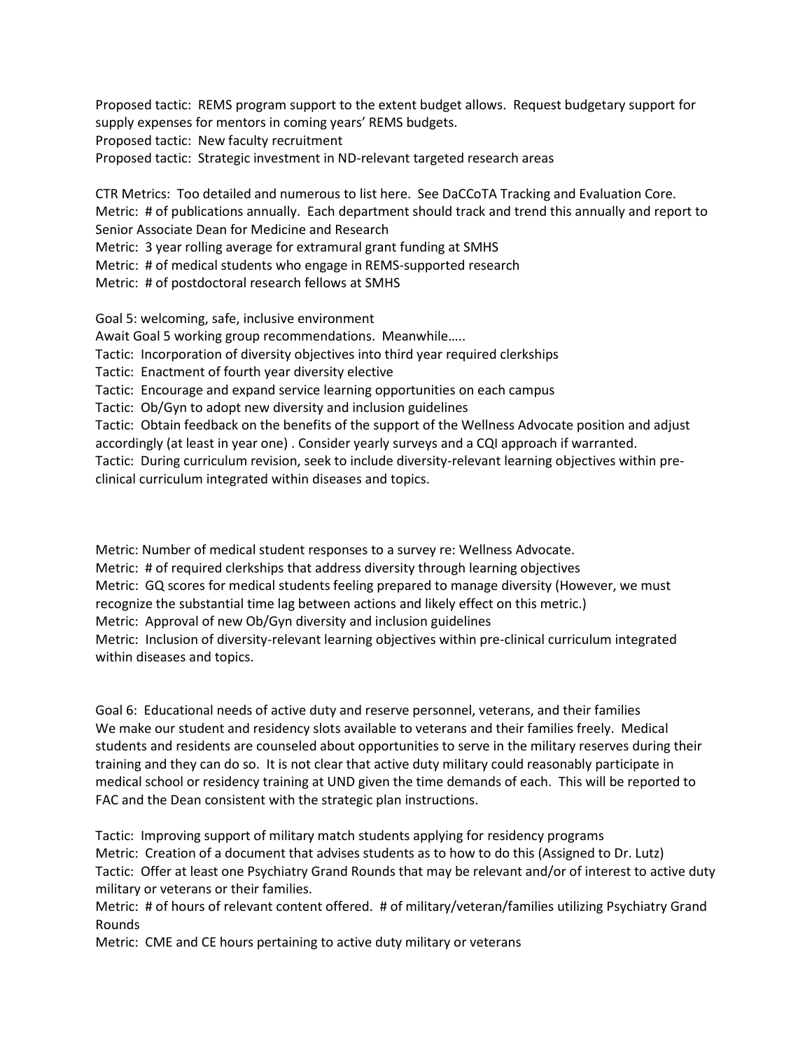Proposed tactic: REMS program support to the extent budget allows. Request budgetary support for supply expenses for mentors in coming years' REMS budgets.
Proposed tactic: New faculty recruitment
Proposed tactic: Strategic investment in ND-relevant targeted research areas

CTR Metrics: Too detailed and numerous to list here. See DaCCoTA Tracking and Evaluation Core.
Metric: # of publications annually. Each department should track and trend this annually and report to Senior Associate Dean for Medicine and Research
Metric: 3 year rolling average for extramural grant funding at SMHS
Metric: # of medical students who engage in REMS-supported research
Metric: # of postdoctoral research fellows at SMHS

Goal 5: welcoming, safe, inclusive environment
Await Goal 5 working group recommendations. Meanwhile…..
Tactic: Incorporation of diversity objectives into third year required clerkships
Tactic: Enactment of fourth year diversity elective
Tactic: Encourage and expand service learning opportunities on each campus
Tactic: Ob/Gyn to adopt new diversity and inclusion guidelines
Tactic: Obtain feedback on the benefits of the support of the Wellness Advocate position and adjust accordingly (at least in year one) . Consider yearly surveys and a CQI approach if warranted.
Tactic: During curriculum revision, seek to include diversity-relevant learning objectives within pre-clinical curriculum integrated within diseases and topics.

Metric: Number of medical student responses to a survey re: Wellness Advocate.
Metric: # of required clerkships that address diversity through learning objectives
Metric: GQ scores for medical students feeling prepared to manage diversity (However, we must recognize the substantial time lag between actions and likely effect on this metric.)
Metric: Approval of new Ob/Gyn diversity and inclusion guidelines
Metric: Inclusion of diversity-relevant learning objectives within pre-clinical curriculum integrated within diseases and topics.

Goal 6: Educational needs of active duty and reserve personnel, veterans, and their families
We make our student and residency slots available to veterans and their families freely. Medical students and residents are counseled about opportunities to serve in the military reserves during their training and they can do so. It is not clear that active duty military could reasonably participate in medical school or residency training at UND given the time demands of each. This will be reported to FAC and the Dean consistent with the strategic plan instructions.

Tactic: Improving support of military match students applying for residency programs
Metric: Creation of a document that advises students as to how to do this (Assigned to Dr. Lutz)
Tactic: Offer at least one Psychiatry Grand Rounds that may be relevant and/or of interest to active duty military or veterans or their families.
Metric: # of hours of relevant content offered. # of military/veteran/families utilizing Psychiatry Grand Rounds
Metric: CME and CE hours pertaining to active duty military or veterans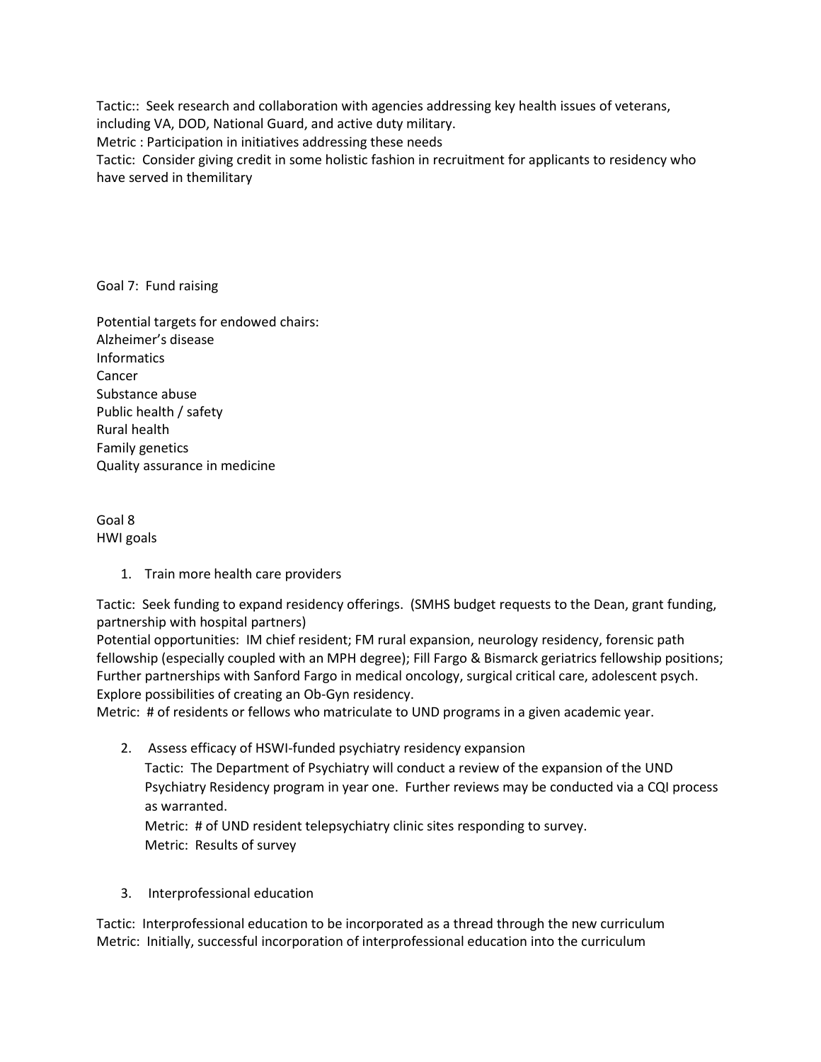Tactic:: Seek research and collaboration with agencies addressing key health issues of veterans, including VA, DOD, National Guard, and active duty military.
Metric : Participation in initiatives addressing these needs
Tactic: Consider giving credit in some holistic fashion in recruitment for applicants to residency who have served in themilitary

Goal 7: Fund raising

Potential targets for endowed chairs:
Alzheimer's disease
Informatics
Cancer
Substance abuse
Public health / safety
Rural health
Family genetics
Quality assurance in medicine

Goal 8
HWI goals

1. Train more health care providers

Tactic: Seek funding to expand residency offerings. (SMHS budget requests to the Dean, grant funding, partnership with hospital partners)
Potential opportunities: IM chief resident; FM rural expansion, neurology residency, forensic path fellowship (especially coupled with an MPH degree); Fill Fargo & Bismarck geriatrics fellowship positions; Further partnerships with Sanford Fargo in medical oncology, surgical critical care, adolescent psych. Explore possibilities of creating an Ob-Gyn residency.
Metric: # of residents or fellows who matriculate to UND programs in a given academic year.

2. Assess efficacy of HSWI-funded psychiatry residency expansion
   Tactic: The Department of Psychiatry will conduct a review of the expansion of the UND Psychiatry Residency program in year one. Further reviews may be conducted via a CQI process as warranted.
   Metric: # of UND resident telepsychiatry clinic sites responding to survey.
   Metric: Results of survey

3. Interprofessional education

Tactic: Interprofessional education to be incorporated as a thread through the new curriculum
Metric: Initially, successful incorporation of interprofessional education into the curriculum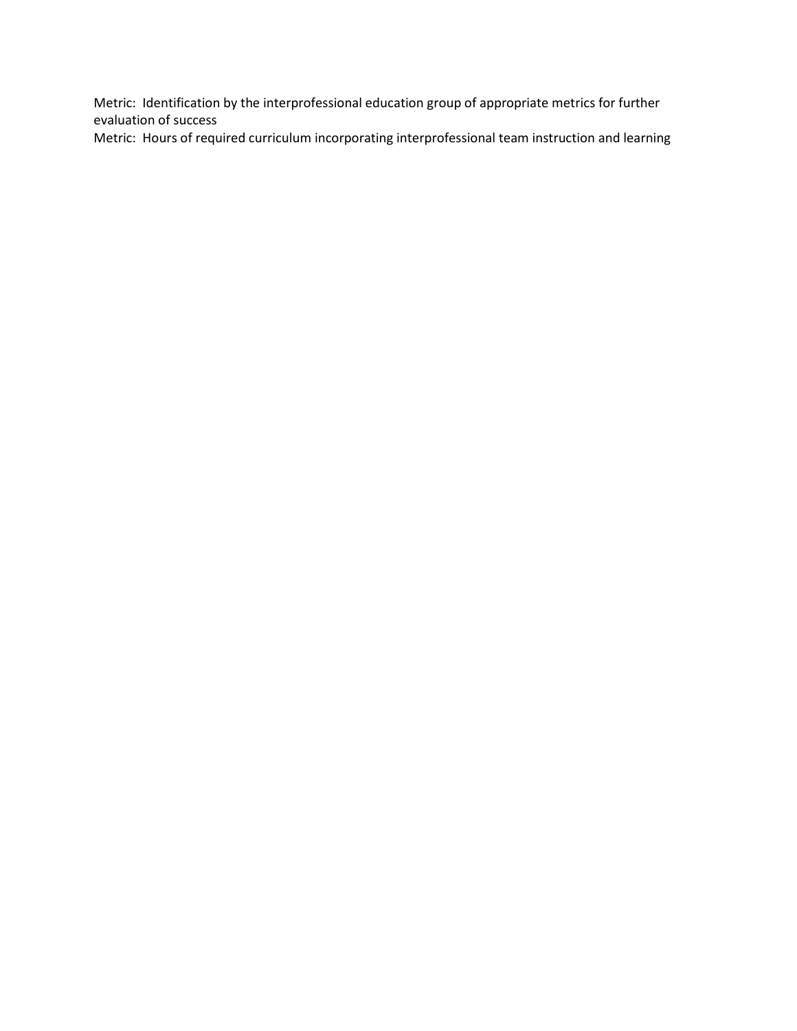Metric: Identification by the interprofessional education group of appropriate metrics for further evaluation of success

Metric: Hours of required curriculum incorporating interprofessional team instruction and learning